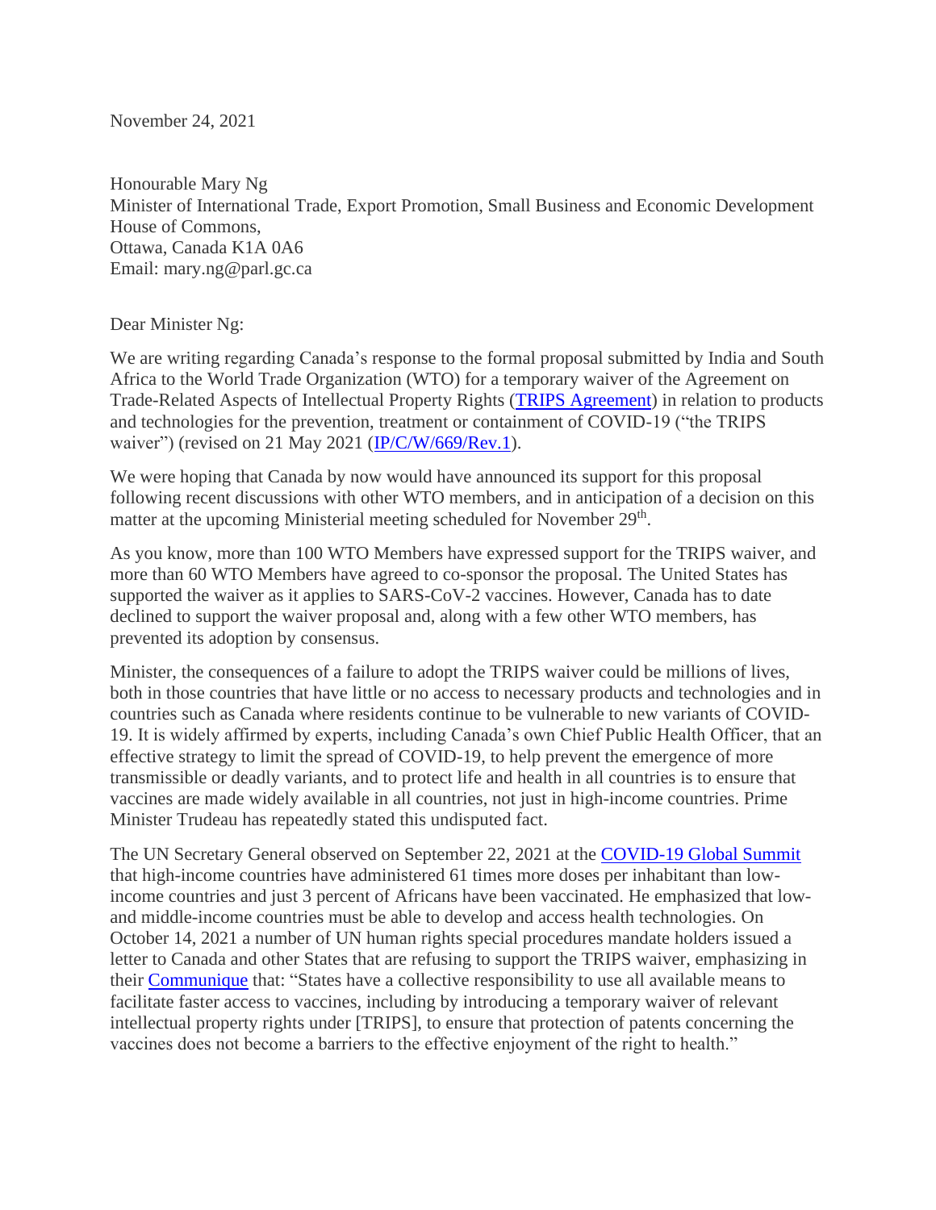November 24, 2021

Honourable Mary Ng
Minister of International Trade, Export Promotion, Small Business and Economic Development
House of Commons,
Ottawa, Canada K1A 0A6
Email: mary.ng@parl.gc.ca

Dear Minister Ng:

We are writing regarding Canada's response to the formal proposal submitted by India and South Africa to the World Trade Organization (WTO) for a temporary waiver of the Agreement on Trade-Related Aspects of Intellectual Property Rights (TRIPS Agreement) in relation to products and technologies for the prevention, treatment or containment of COVID-19 ("the TRIPS waiver") (revised on 21 May 2021 (IP/C/W/669/Rev.1).

We were hoping that Canada by now would have announced its support for this proposal following recent discussions with other WTO members, and in anticipation of a decision on this matter at the upcoming Ministerial meeting scheduled for November 29th.

As you know, more than 100 WTO Members have expressed support for the TRIPS waiver, and more than 60 WTO Members have agreed to co-sponsor the proposal. The United States has supported the waiver as it applies to SARS-CoV-2 vaccines. However, Canada has to date declined to support the waiver proposal and, along with a few other WTO members, has prevented its adoption by consensus.

Minister, the consequences of a failure to adopt the TRIPS waiver could be millions of lives, both in those countries that have little or no access to necessary products and technologies and in countries such as Canada where residents continue to be vulnerable to new variants of COVID-19. It is widely affirmed by experts, including Canada's own Chief Public Health Officer, that an effective strategy to limit the spread of COVID-19, to help prevent the emergence of more transmissible or deadly variants, and to protect life and health in all countries is to ensure that vaccines are made widely available in all countries, not just in high-income countries. Prime Minister Trudeau has repeatedly stated this undisputed fact.

The UN Secretary General observed on September 22, 2021 at the COVID-19 Global Summit that high-income countries have administered 61 times more doses per inhabitant than low-income countries and just 3 percent of Africans have been vaccinated. He emphasized that low- and middle-income countries must be able to develop and access health technologies. On October 14, 2021 a number of UN human rights special procedures mandate holders issued a letter to Canada and other States that are refusing to support the TRIPS waiver, emphasizing in their Communique that: "States have a collective responsibility to use all available means to facilitate faster access to vaccines, including by introducing a temporary waiver of relevant intellectual property rights under [TRIPS], to ensure that protection of patents concerning the vaccines does not become a barriers to the effective enjoyment of the right to health."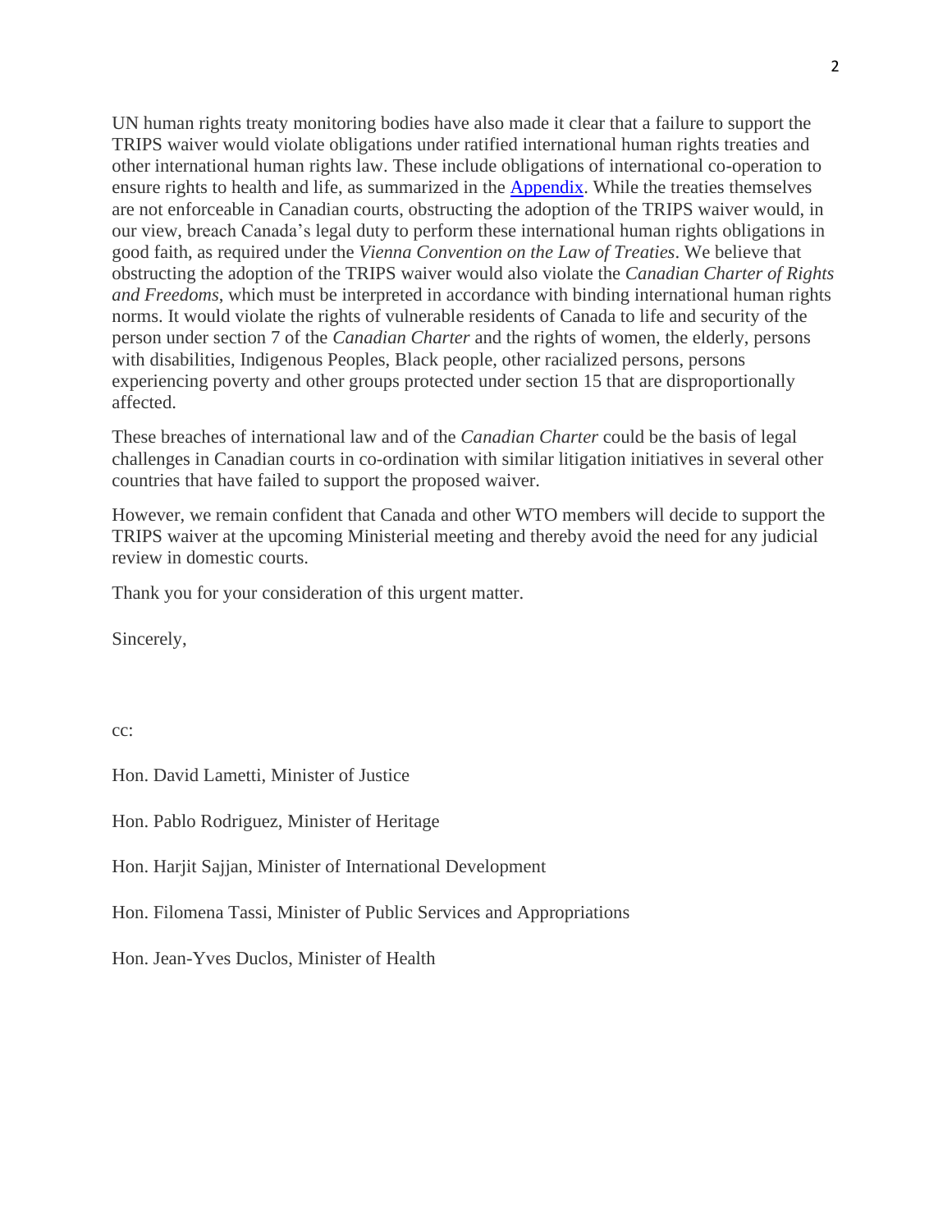UN human rights treaty monitoring bodies have also made it clear that a failure to support the TRIPS waiver would violate obligations under ratified international human rights treaties and other international human rights law. These include obligations of international co-operation to ensure rights to health and life, as summarized in the Appendix. While the treaties themselves are not enforceable in Canadian courts, obstructing the adoption of the TRIPS waiver would, in our view, breach Canada's legal duty to perform these international human rights obligations in good faith, as required under the *Vienna Convention on the Law of Treaties*. We believe that obstructing the adoption of the TRIPS waiver would also violate the *Canadian Charter of Rights and Freedoms*, which must be interpreted in accordance with binding international human rights norms. It would violate the rights of vulnerable residents of Canada to life and security of the person under section 7 of the *Canadian Charter* and the rights of women, the elderly, persons with disabilities, Indigenous Peoples, Black people, other racialized persons, persons experiencing poverty and other groups protected under section 15 that are disproportionally affected.

These breaches of international law and of the *Canadian Charter* could be the basis of legal challenges in Canadian courts in co-ordination with similar litigation initiatives in several other countries that have failed to support the proposed waiver.

However, we remain confident that Canada and other WTO members will decide to support the TRIPS waiver at the upcoming Ministerial meeting and thereby avoid the need for any judicial review in domestic courts.

Thank you for your consideration of this urgent matter.

Sincerely,

cc:

Hon. David Lametti, Minister of Justice

Hon. Pablo Rodriguez, Minister of Heritage

Hon. Harjit Sajjan, Minister of International Development

Hon. Filomena Tassi, Minister of Public Services and Appropriations

Hon. Jean-Yves Duclos, Minister of Health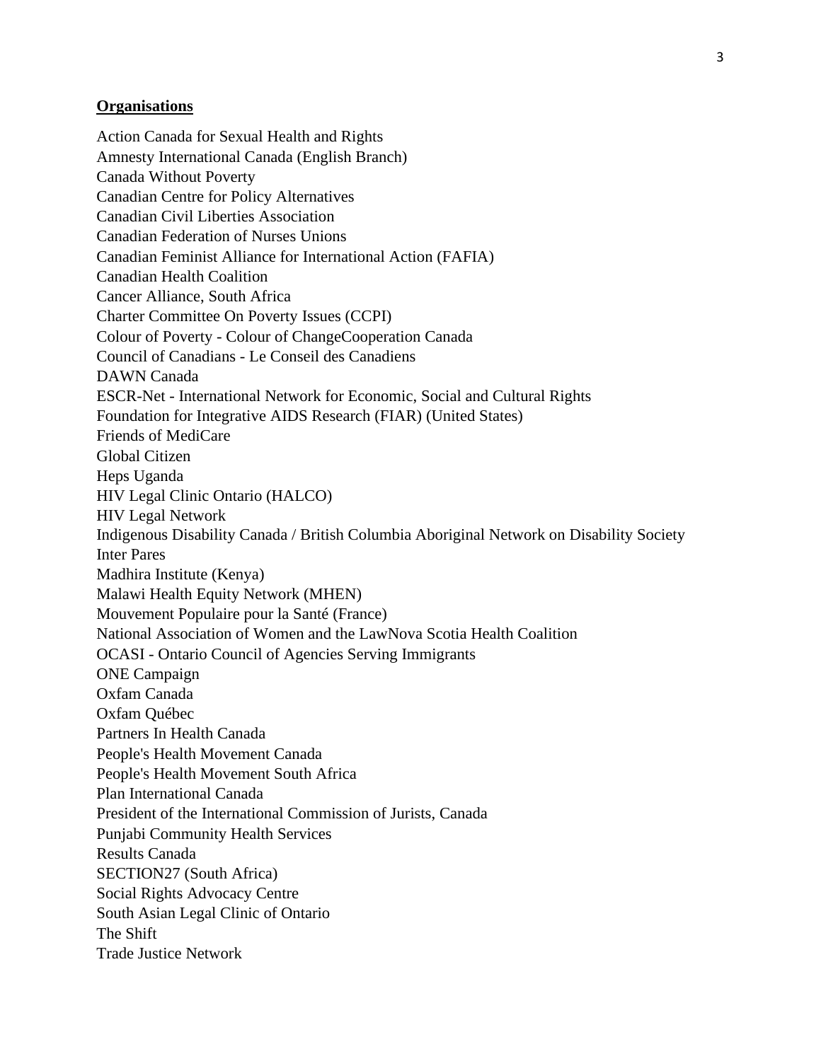**Organisations**

Action Canada for Sexual Health and Rights
Amnesty International Canada (English Branch)
Canada Without Poverty
Canadian Centre for Policy Alternatives
Canadian Civil Liberties Association
Canadian Federation of Nurses Unions
Canadian Feminist Alliance for International Action (FAFIA)
Canadian Health Coalition
Cancer Alliance, South Africa
Charter Committee On Poverty Issues (CCPI)
Colour of Poverty - Colour of ChangeCooperation Canada
Council of Canadians - Le Conseil des Canadiens
DAWN Canada
ESCR-Net - International Network for Economic, Social and Cultural Rights
Foundation for Integrative AIDS Research (FIAR) (United States)
Friends of MediCare
Global Citizen
Heps Uganda
HIV Legal Clinic Ontario (HALCO)
HIV Legal Network
Indigenous Disability Canada / British Columbia Aboriginal Network on Disability Society
Inter Pares
Madhira Institute (Kenya)
Malawi Health Equity Network (MHEN)
Mouvement Populaire pour la Santé (France)
National Association of Women and the LawNova Scotia Health Coalition
OCASI - Ontario Council of Agencies Serving Immigrants
ONE Campaign
Oxfam Canada
Oxfam Québec
Partners In Health Canada
People's Health Movement Canada
People's Health Movement South Africa
Plan International Canada
President of the International Commission of Jurists, Canada
Punjabi Community Health Services
Results Canada
SECTION27 (South Africa)
Social Rights Advocacy Centre
South Asian Legal Clinic of Ontario
The Shift
Trade Justice Network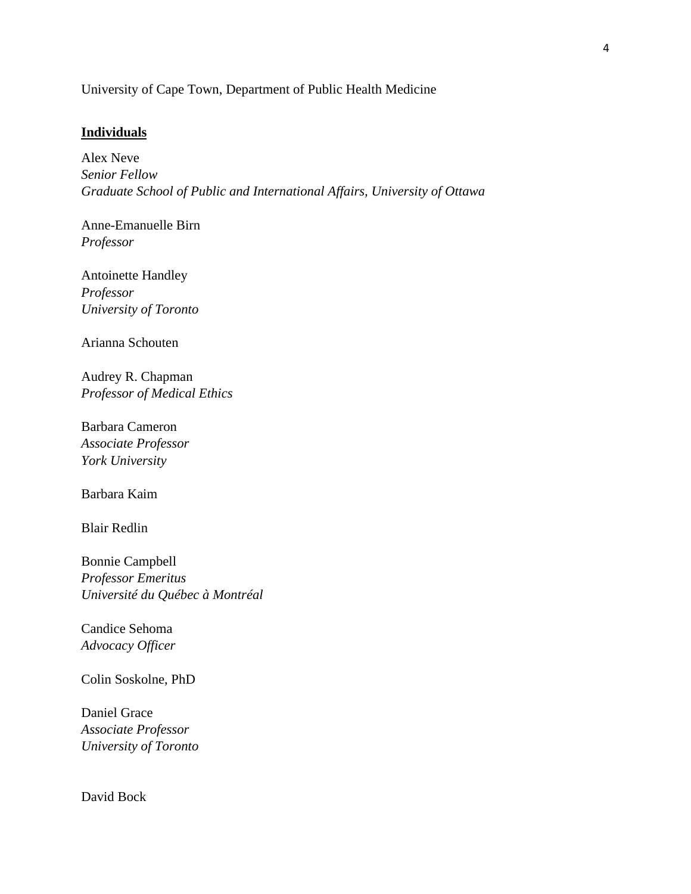University of Cape Town, Department of Public Health Medicine

**Individuals**

Alex Neve
*Senior Fellow*
*Graduate School of Public and International Affairs, University of Ottawa*

Anne-Emanuelle Birn
*Professor*

Antoinette Handley
*Professor*
*University of Toronto*

Arianna Schouten

Audrey R. Chapman
*Professor of Medical Ethics*

Barbara Cameron
*Associate Professor*
*York University*

Barbara Kaim

Blair Redlin

Bonnie Campbell
*Professor Emeritus*
*Université du Québec à Montréal*

Candice Sehoma
*Advocacy Officer*

Colin Soskolne, PhD

Daniel Grace
*Associate Professor*
*University of Toronto*

David Bock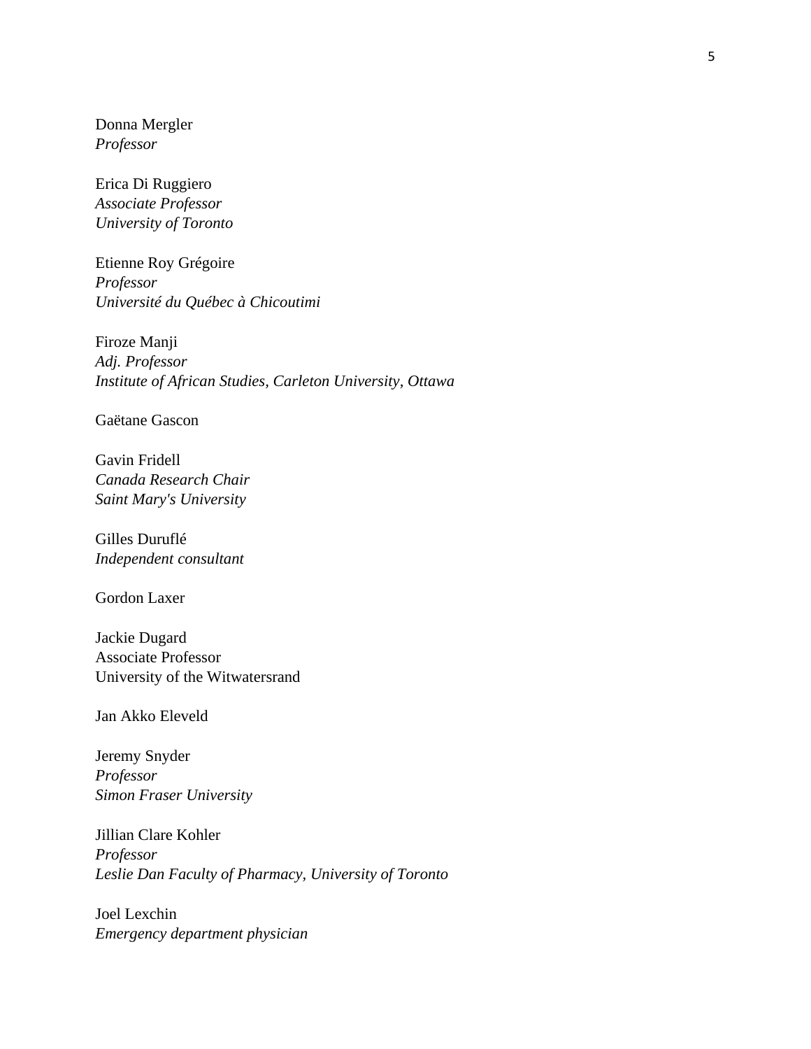Donna Mergler  
*Professor*

Erica Di Ruggiero  
*Associate Professor*  
*University of Toronto*

Etienne Roy Grégoire  
*Professor*  
*Université du Québec à Chicoutimi*

Firoze Manji  
*Adj. Professor*  
*Institute of African Studies, Carleton University, Ottawa*

Gaëtane Gascon

Gavin Fridell  
*Canada Research Chair*  
*Saint Mary's University*

Gilles Duruflé  
*Independent consultant*

Gordon Laxer

Jackie Dugard  
Associate Professor  
University of the Witwatersrand

Jan Akko Eleveld

Jeremy Snyder  
*Professor*  
*Simon Fraser University*

Jillian Clare Kohler  
*Professor*  
*Leslie Dan Faculty of Pharmacy, University of Toronto*

Joel Lexchin  
*Emergency department physician*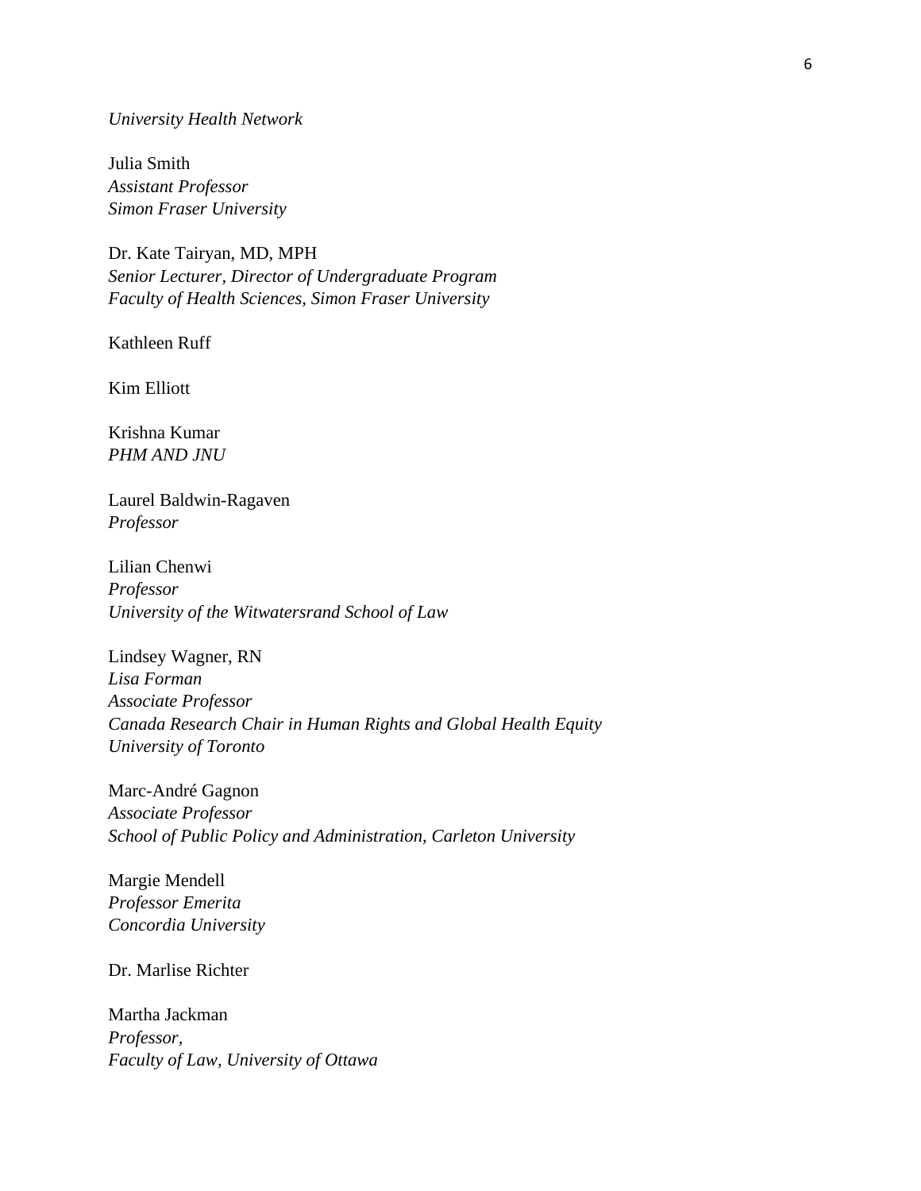*University Health Network*

Julia Smith
*Assistant Professor*
*Simon Fraser University*

Dr. Kate Tairyan, MD, MPH
*Senior Lecturer, Director of Undergraduate Program*
*Faculty of Health Sciences, Simon Fraser University*

Kathleen Ruff

Kim Elliott

Krishna Kumar
*PHM AND JNU*

Laurel Baldwin-Ragaven
*Professor*

Lilian Chenwi
*Professor*
*University of the Witwatersrand School of Law*

Lindsey Wagner, RN
*Lisa Forman*
*Associate Professor*
*Canada Research Chair in Human Rights and Global Health Equity*
*University of Toronto*

Marc-André Gagnon
*Associate Professor*
*School of Public Policy and Administration, Carleton University*

Margie Mendell
*Professor Emerita*
*Concordia University*

Dr. Marlise Richter

Martha Jackman
*Professor,*
*Faculty of Law, University of Ottawa*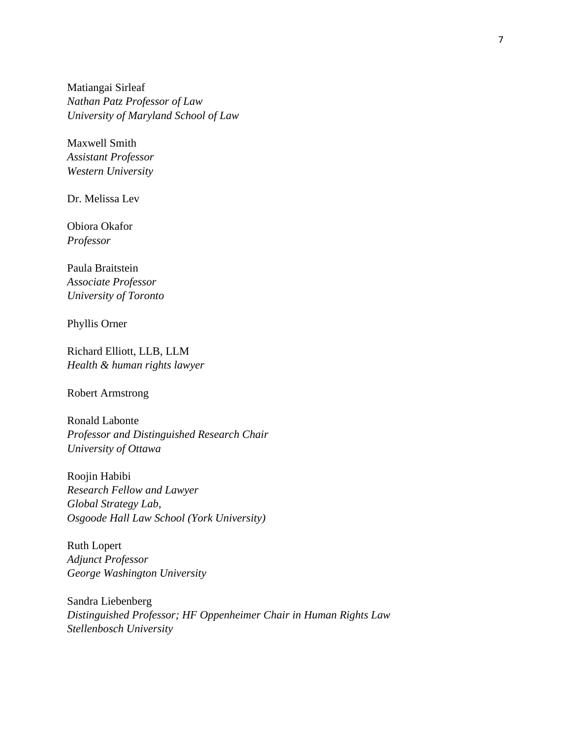Matiangai Sirleaf
*Nathan Patz Professor of Law*
*University of Maryland School of Law*

Maxwell Smith
*Assistant Professor*
*Western University*

Dr. Melissa Lev

Obiora Okafor
*Professor*

Paula Braitstein
*Associate Professor*
*University of Toronto*

Phyllis Orner

Richard Elliott, LLB, LLM
*Health & human rights lawyer*

Robert Armstrong

Ronald Labonte
*Professor and Distinguished Research Chair*
*University of Ottawa*

Roojin Habibi
*Research Fellow and Lawyer*
*Global Strategy Lab,*
*Osgoode Hall Law School (York University)*

Ruth Lopert
*Adjunct Professor*
*George Washington University*

Sandra Liebenberg
*Distinguished Professor; HF Oppenheimer Chair in Human Rights Law*
*Stellenbosch University*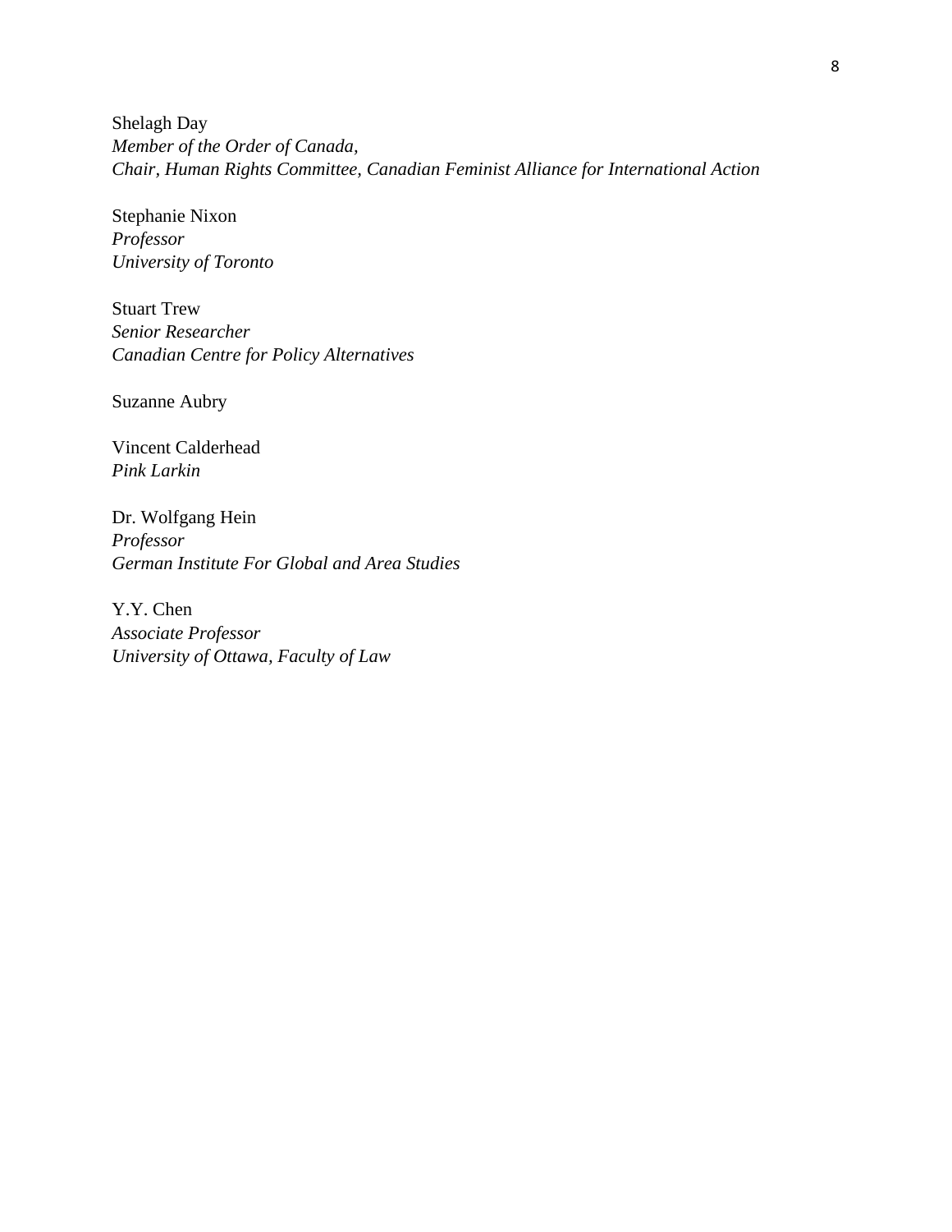Shelagh Day
*Member of the Order of Canada,*
*Chair, Human Rights Committee, Canadian Feminist Alliance for International Action*

Stephanie Nixon
*Professor*
*University of Toronto*

Stuart Trew
*Senior Researcher*
*Canadian Centre for Policy Alternatives*

Suzanne Aubry

Vincent Calderhead
*Pink Larkin*

Dr. Wolfgang Hein
*Professor*
*German Institute For Global and Area Studies*

Y.Y. Chen
*Associate Professor*
*University of Ottawa, Faculty of Law*